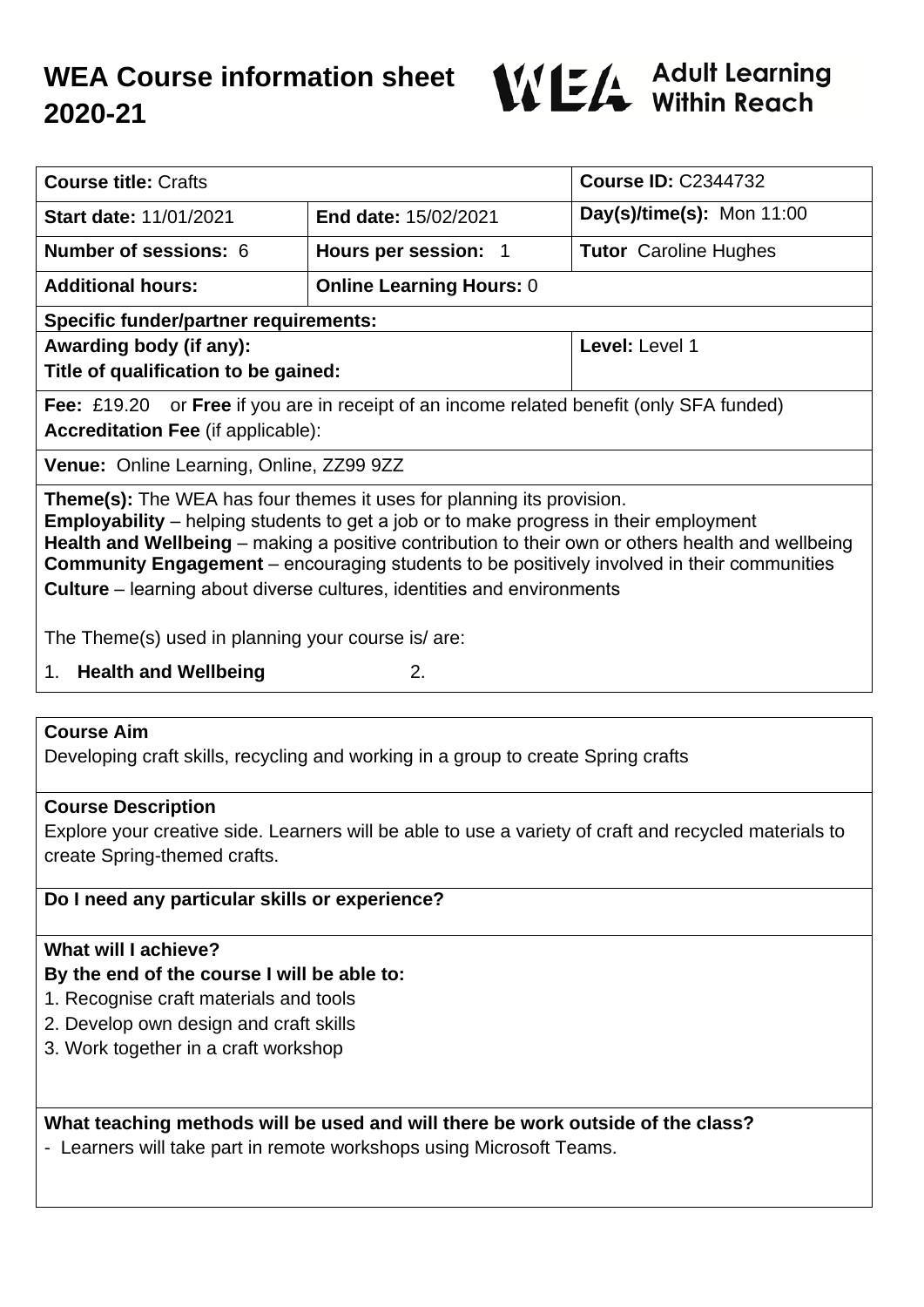# WEA Course information sheet 2020-21

WEA Adult Learning Within Reach

| **Course title:** Crafts | | **Course ID:** C2344732 |
|---|---|---|
| **Start date:** 11/01/2021 | **End date:** 15/02/2021 | **Day(s)/time(s):** Mon 11:00 |
| **Number of sessions:** 6 | **Hours per session:** 1 | **Tutor** Caroline Hughes |
| **Additional hours:** | **Online Learning Hours:** 0 | |
| **Specific funder/partner requirements:** | | |
| **Awarding body (if any):**<br>**Title of qualification to be gained:** | | **Level:** Level 1 |
| **Fee:** £19.20 or **Free** if you are in receipt of an income related benefit (only SFA funded)<br>**Accreditation Fee** (if applicable): | | |
| **Venue:** Online Learning, Online, ZZ99 9ZZ | | |

**Theme(s):** The WEA has four themes it uses for planning its provision.
**Employability** – helping students to get a job or to make progress in their employment
**Health and Wellbeing** – making a positive contribution to their own or others health and wellbeing
**Community Engagement** – encouraging students to be positively involved in their communities
**Culture** – learning about diverse cultures, identities and environments

The Theme(s) used in planning your course is/ are:

1. **Health and Wellbeing**
2.

### Course Aim

Developing craft skills, recycling and working in a group to create Spring crafts

### Course Description

Explore your creative side. Learners will be able to use a variety of craft and recycled materials to create Spring-themed crafts.

### Do I need any particular skills or experience?

### What will I achieve?

**By the end of the course I will be able to:**

1. Recognise craft materials and tools
2. Develop own design and craft skills
3. Work together in a craft workshop

### What teaching methods will be used and will there be work outside of the class?

- Learners will take part in remote workshops using Microsoft Teams.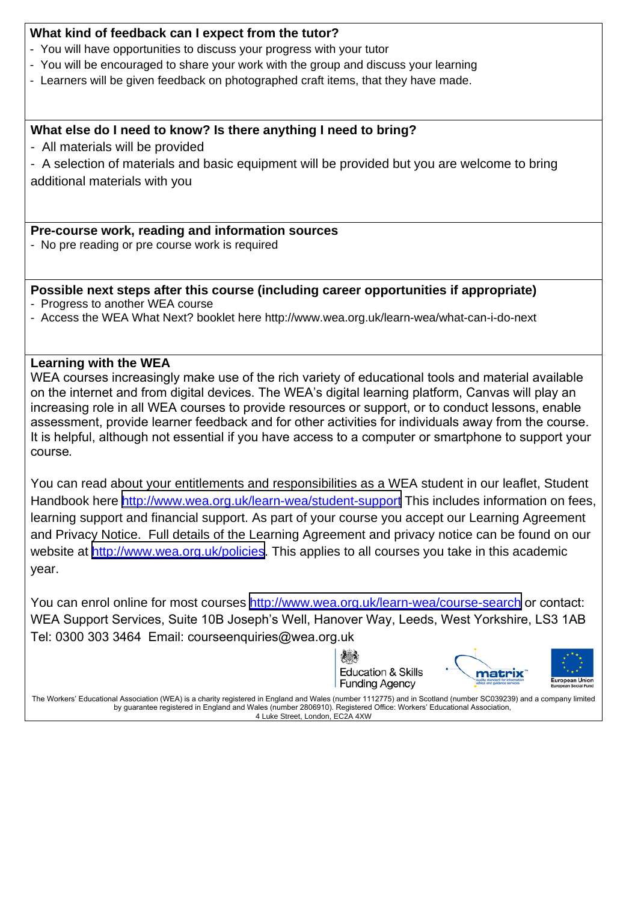**What kind of feedback can I expect from the tutor?**

- You will have opportunities to discuss your progress with your tutor
- You will be encouraged to share your work with the group and discuss your learning
- Learners will be given feedback on photographed craft items, that they have made.

**What else do I need to know? Is there anything I need to bring?**

- All materials will be provided
- A selection of materials and basic equipment will be provided but you are welcome to bring additional materials with you

**Pre-course work, reading and information sources**

- No pre reading or pre course work is required

**Possible next steps after this course (including career opportunities if appropriate)**

- Progress to another WEA course
- Access the WEA What Next? booklet here http://www.wea.org.uk/learn-wea/what-can-i-do-next

**Learning with the WEA**

WEA courses increasingly make use of the rich variety of educational tools and material available on the internet and from digital devices. The WEA's digital learning platform, Canvas will play an increasing role in all WEA courses to provide resources or support, or to conduct lessons, enable assessment, provide learner feedback and for other activities for individuals away from the course. It is helpful, although not essential if you have access to a computer or smartphone to support your course.

You can read about your entitlements and responsibilities as a WEA student in our leaflet, Student Handbook here http://www.wea.org.uk/learn-wea/student-support This includes information on fees, learning support and financial support. As part of your course you accept our Learning Agreement and Privacy Notice. Full details of the Learning Agreement and privacy notice can be found on our website at http://www.wea.org.uk/policies. This applies to all courses you take in this academic year.

You can enrol online for most courses http://www.wea.org.uk/learn-wea/course-search or contact: WEA Support Services, Suite 10B Joseph's Well, Hanover Way, Leeds, West Yorkshire, LS3 1AB
Tel: 0300 303 3464 Email: courseenquiries@wea.org.uk

Education & Skills Funding Agency

matrix

European Union European Social Fund

The Workers' Educational Association (WEA) is a charity registered in England and Wales (number 1112775) and in Scotland (number SC039239) and a company limited by guarantee registered in England and Wales (number 2806910). Registered Office: Workers' Educational Association, 4 Luke Street, London, EC2A 4XW